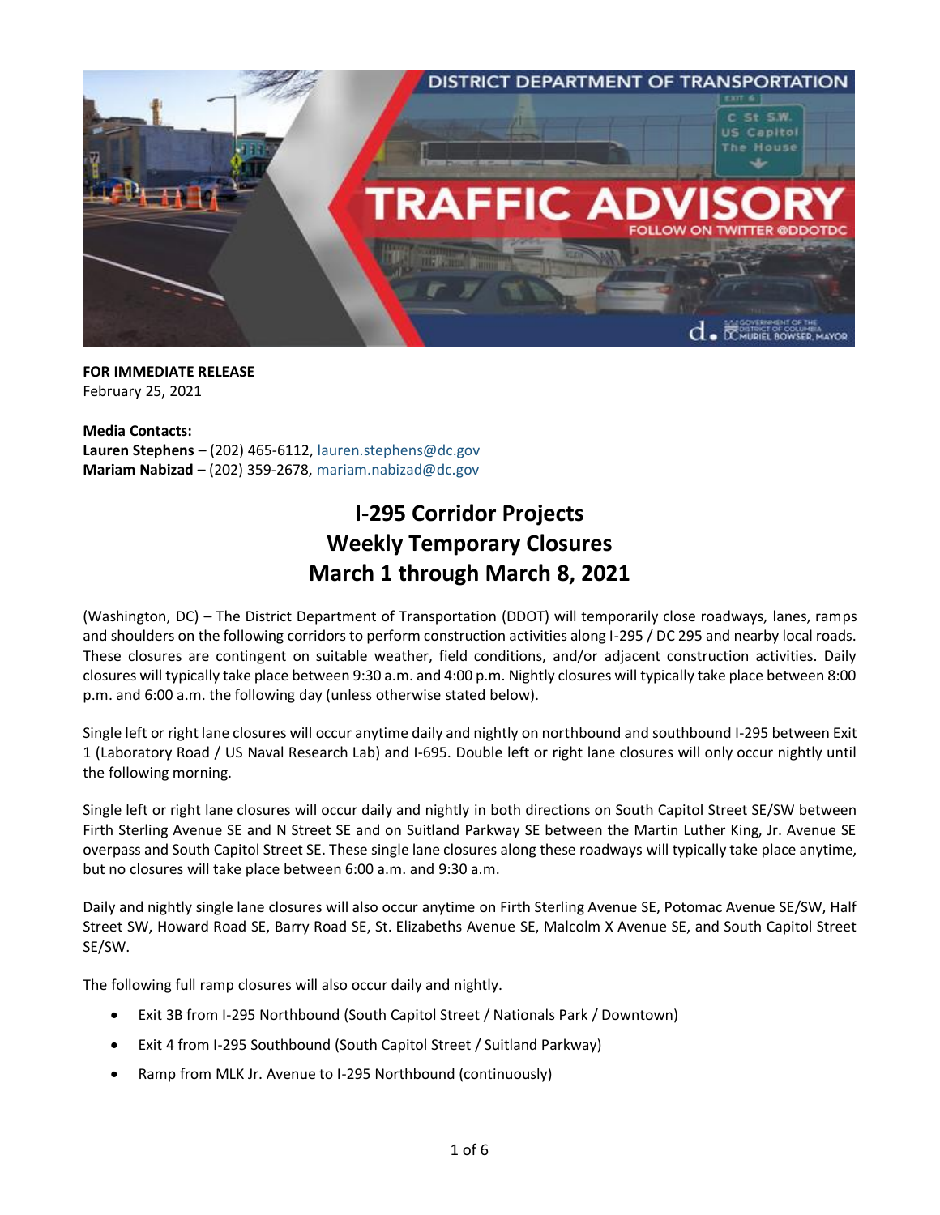**FOR IMMEDIATE RELEASE**
February 25, 2021

**Media Contacts:**
**Lauren Stephens** – (202) 465-6112, lauren.stephens@dc.gov
**Mariam Nabizad** – (202) 359-2678, mariam.nabizad@dc.gov

# I-295 Corridor Projects
# Weekly Temporary Closures
# March 1 through March 8, 2021

(Washington, DC) – The District Department of Transportation (DDOT) will temporarily close roadways, lanes, ramps and shoulders on the following corridors to perform construction activities along I-295 / DC 295 and nearby local roads. These closures are contingent on suitable weather, field conditions, and/or adjacent construction activities. Daily closures will typically take place between 9:30 a.m. and 4:00 p.m. Nightly closures will typically take place between 8:00 p.m. and 6:00 a.m. the following day (unless otherwise stated below).

Single left or right lane closures will occur anytime daily and nightly on northbound and southbound I-295 between Exit 1 (Laboratory Road / US Naval Research Lab) and I-695. Double left or right lane closures will only occur nightly until the following morning.

Single left or right lane closures will occur daily and nightly in both directions on South Capitol Street SE/SW between Firth Sterling Avenue SE and N Street SE and on Suitland Parkway SE between the Martin Luther King, Jr. Avenue SE overpass and South Capitol Street SE. These single lane closures along these roadways will typically take place anytime, but no closures will take place between 6:00 a.m. and 9:30 a.m.

Daily and nightly single lane closures will also occur anytime on Firth Sterling Avenue SE, Potomac Avenue SE/SW, Half Street SW, Howard Road SE, Barry Road SE, St. Elizabeths Avenue SE, Malcolm X Avenue SE, and South Capitol Street SE/SW.

The following full ramp closures will also occur daily and nightly.

- Exit 3B from I-295 Northbound (South Capitol Street / Nationals Park / Downtown)
- Exit 4 from I-295 Southbound (South Capitol Street / Suitland Parkway)
- Ramp from MLK Jr. Avenue to I-295 Northbound (continuously)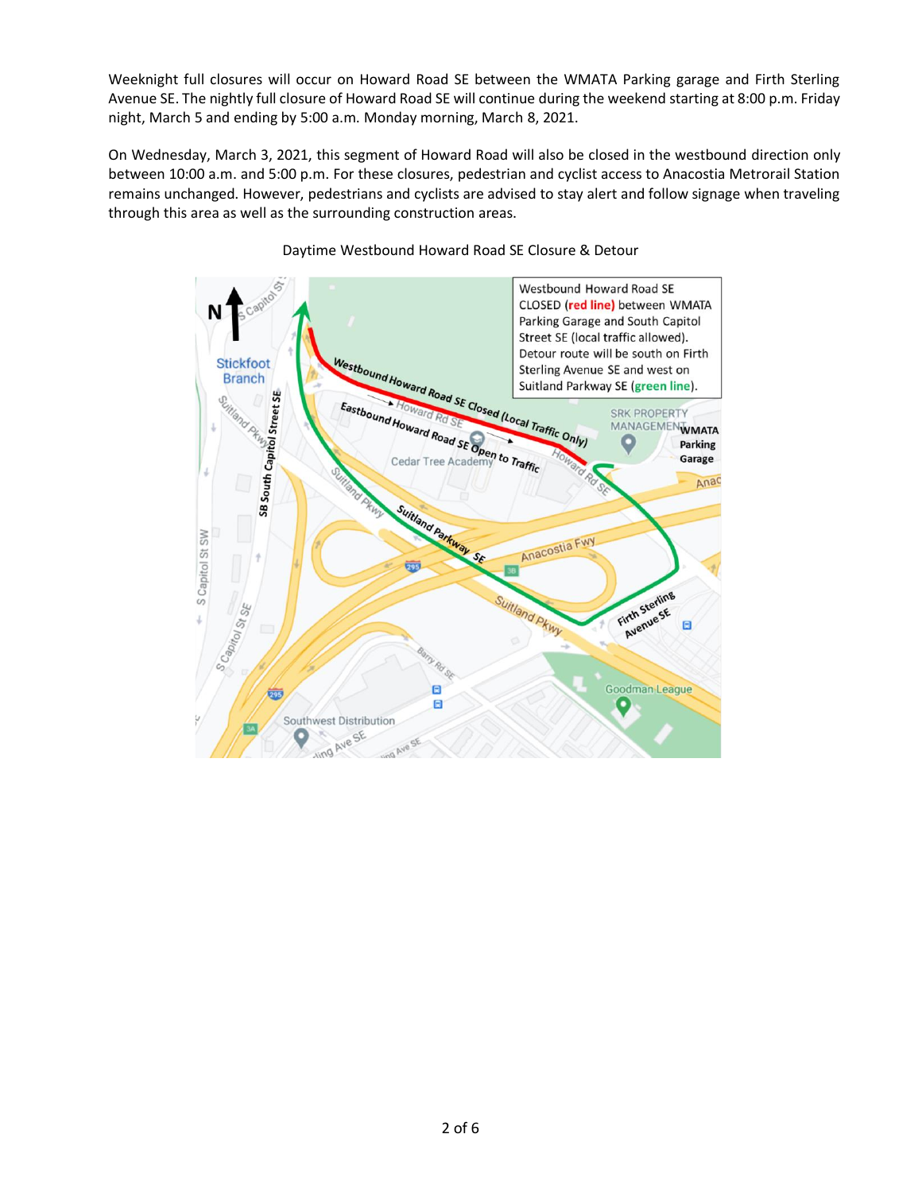Weeknight full closures will occur on Howard Road SE between the WMATA Parking garage and Firth Sterling Avenue SE. The nightly full closure of Howard Road SE will continue during the weekend starting at 8:00 p.m. Friday night, March 5 and ending by 5:00 a.m. Monday morning, March 8, 2021.

On Wednesday, March 3, 2021, this segment of Howard Road will also be closed in the westbound direction only between 10:00 a.m. and 5:00 p.m. For these closures, pedestrian and cyclist access to Anacostia Metrorail Station remains unchanged. However, pedestrians and cyclists are advised to stay alert and follow signage when traveling through this area as well as the surrounding construction areas.

Daytime Westbound Howard Road SE Closure & Detour

Westbound Howard Road SE CLOSED (**red line**) between WMATA Parking Garage and South Capitol Street SE (local traffic allowed). Detour route will be south on Firth Sterling Avenue SE and west on Suitland Parkway SE (**green line**).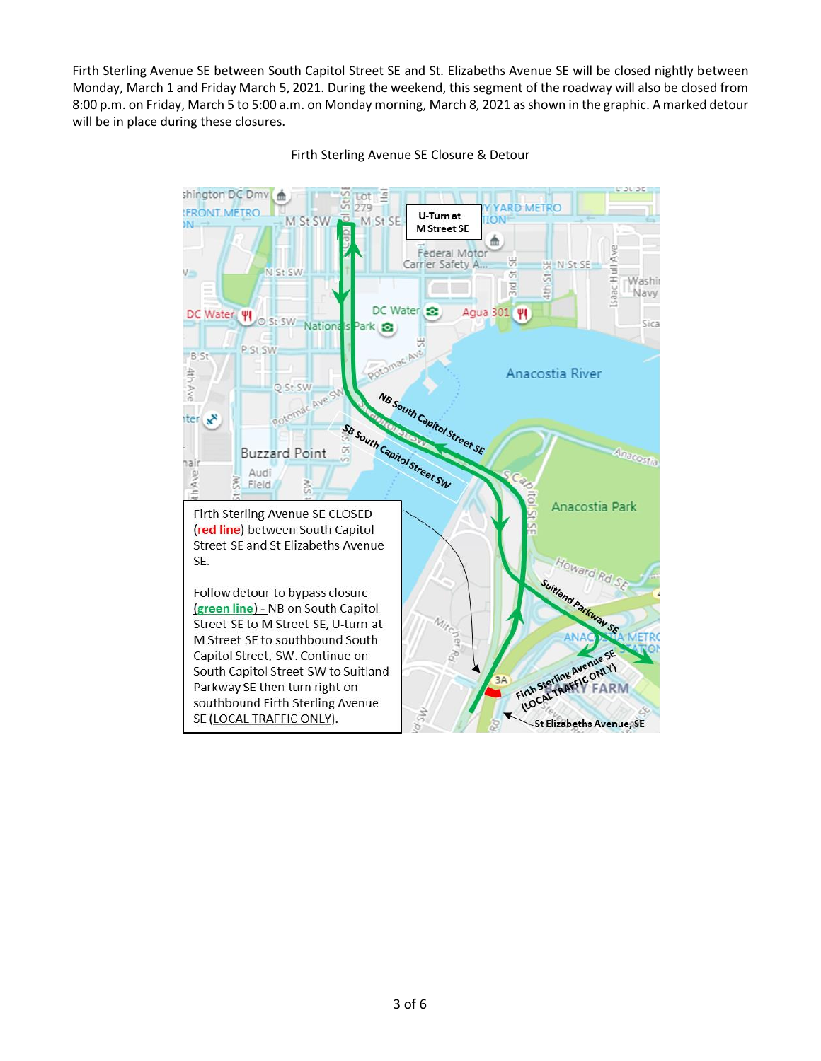Firth Sterling Avenue SE between South Capitol Street SE and St. Elizabeths Avenue SE will be closed nightly between Monday, March 1 and Friday March 5, 2021. During the weekend, this segment of the roadway will also be closed from 8:00 p.m. on Friday, March 5 to 5:00 a.m. on Monday morning, March 8, 2021 as shown in the graphic. A marked detour will be in place during these closures.

Firth Sterling Avenue SE Closure & Detour

U-Turn at M Street SE

Firth Sterling Avenue SE CLOSED (**red line**) between South Capitol Street SE and St Elizabeths Avenue SE.

Follow detour to bypass closure (**green line**) - NB on South Capitol Street SE to M Street SE, U-turn at M Street SE to southbound South Capitol Street, SW. Continue on South Capitol Street SW to Suitland Parkway SE then turn right on southbound Firth Sterling Avenue SE (LOCAL TRAFFIC ONLY).

NB South Capitol Street SE

SB South Capitol Street SW

Suitland Parkway SE

Firth Sterling Avenue SE (LOCAL TRAFFIC ONLY)

St Elizabeths Avenue, SE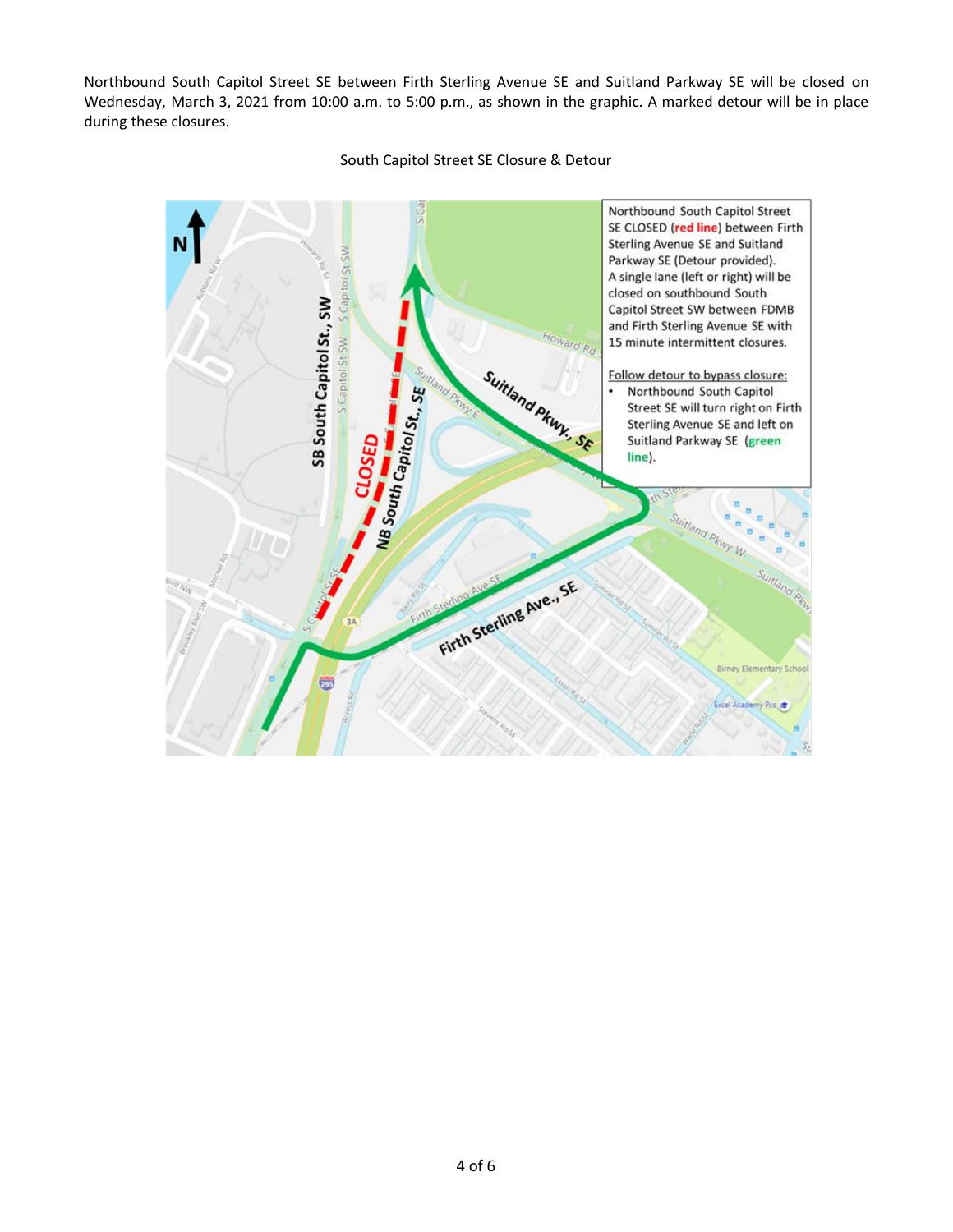Northbound South Capitol Street SE between Firth Sterling Avenue SE and Suitland Parkway SE will be closed on Wednesday, March 3, 2021 from 10:00 a.m. to 5:00 p.m., as shown in the graphic. A marked detour will be in place during these closures.

South Capitol Street SE Closure & Detour

Northbound South Capitol Street SE CLOSED (**red line**) between Firth Sterling Avenue SE and Suitland Parkway SE (Detour provided). A single lane (left or right) will be closed on southbound South Capitol Street SW between FDMB and Firth Sterling Avenue SE with 15 minute intermittent closures.

Follow detour to bypass closure:

- Northbound South Capitol Street SE will turn right on Firth Sterling Avenue SE and left on Suitland Parkway SE (**green line**).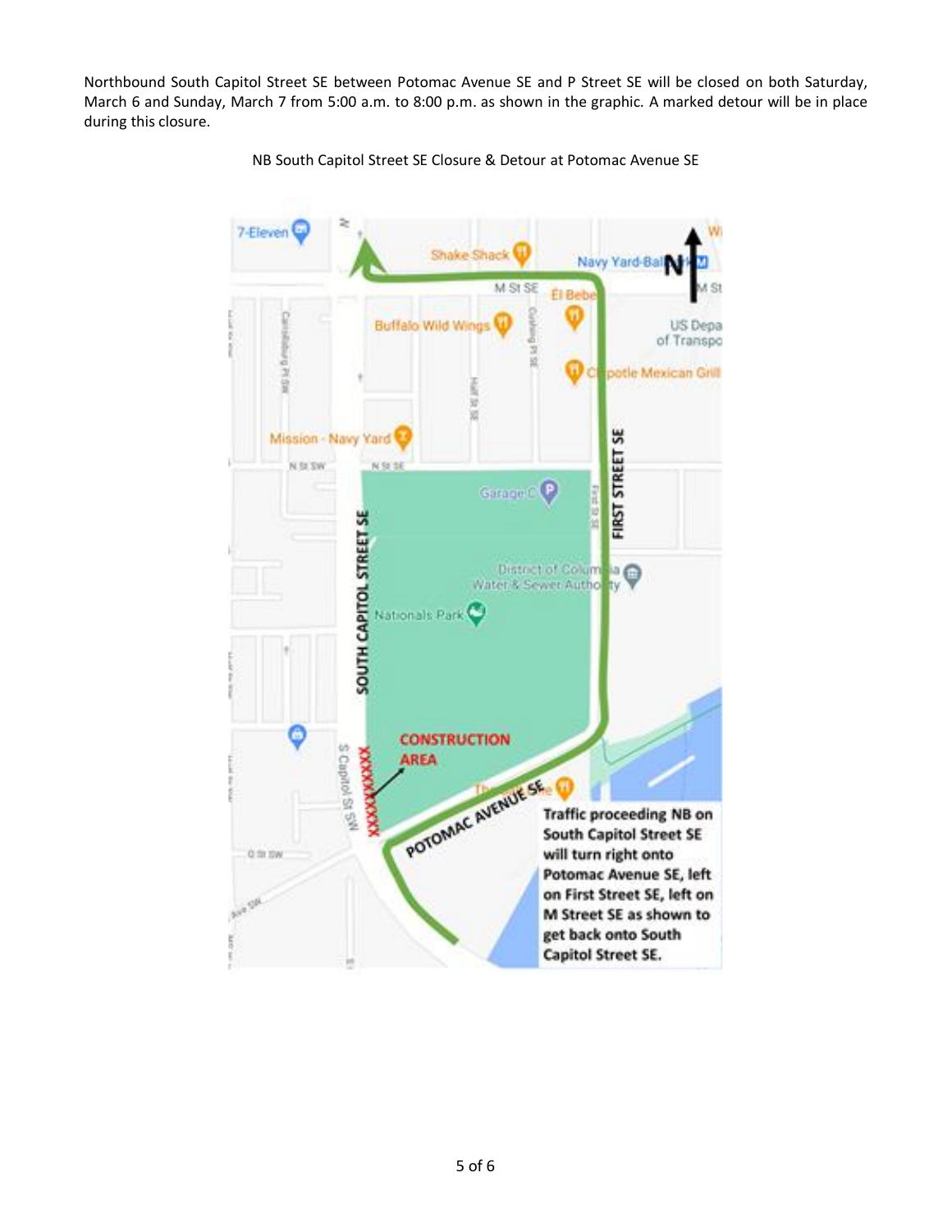Northbound South Capitol Street SE between Potomac Avenue SE and P Street SE will be closed on both Saturday, March 6 and Sunday, March 7 from 5:00 a.m. to 8:00 p.m. as shown in the graphic. A marked detour will be in place during this closure.

NB South Capitol Street SE Closure & Detour at Potomac Avenue SE

Traffic proceeding NB on South Capitol Street SE will turn right onto Potomac Avenue SE, left on First Street SE, left on M Street SE as shown to get back onto South Capitol Street SE.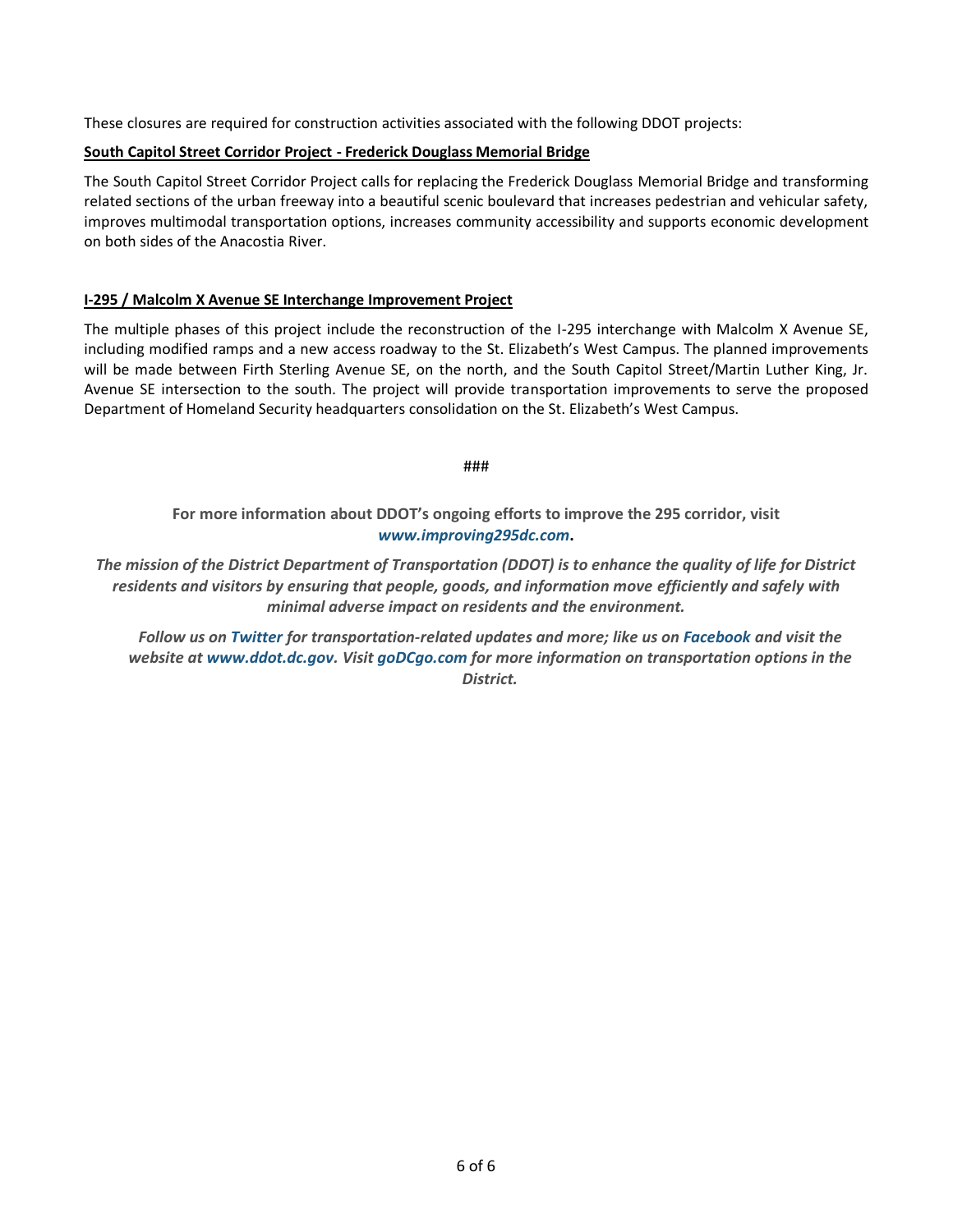These closures are required for construction activities associated with the following DDOT projects:

**South Capitol Street Corridor Project - Frederick Douglass Memorial Bridge**

The South Capitol Street Corridor Project calls for replacing the Frederick Douglass Memorial Bridge and transforming related sections of the urban freeway into a beautiful scenic boulevard that increases pedestrian and vehicular safety, improves multimodal transportation options, increases community accessibility and supports economic development on both sides of the Anacostia River.

**I-295 / Malcolm X Avenue SE Interchange Improvement Project**

The multiple phases of this project include the reconstruction of the I-295 interchange with Malcolm X Avenue SE, including modified ramps and a new access roadway to the St. Elizabeth's West Campus. The planned improvements will be made between Firth Sterling Avenue SE, on the north, and the South Capitol Street/Martin Luther King, Jr. Avenue SE intersection to the south. The project will provide transportation improvements to serve the proposed Department of Homeland Security headquarters consolidation on the St. Elizabeth's West Campus.

###

**For more information about DDOT's ongoing efforts to improve the 295 corridor, visit *www.improving295dc.com*.**

***The mission of the District Department of Transportation (DDOT) is to enhance the quality of life for District residents and visitors by ensuring that people, goods, and information move efficiently and safely with minimal adverse impact on residents and the environment.***

***Follow us on Twitter for transportation-related updates and more; like us on Facebook and visit the website at www.ddot.dc.gov. Visit goDCgo.com for more information on transportation options in the District.***